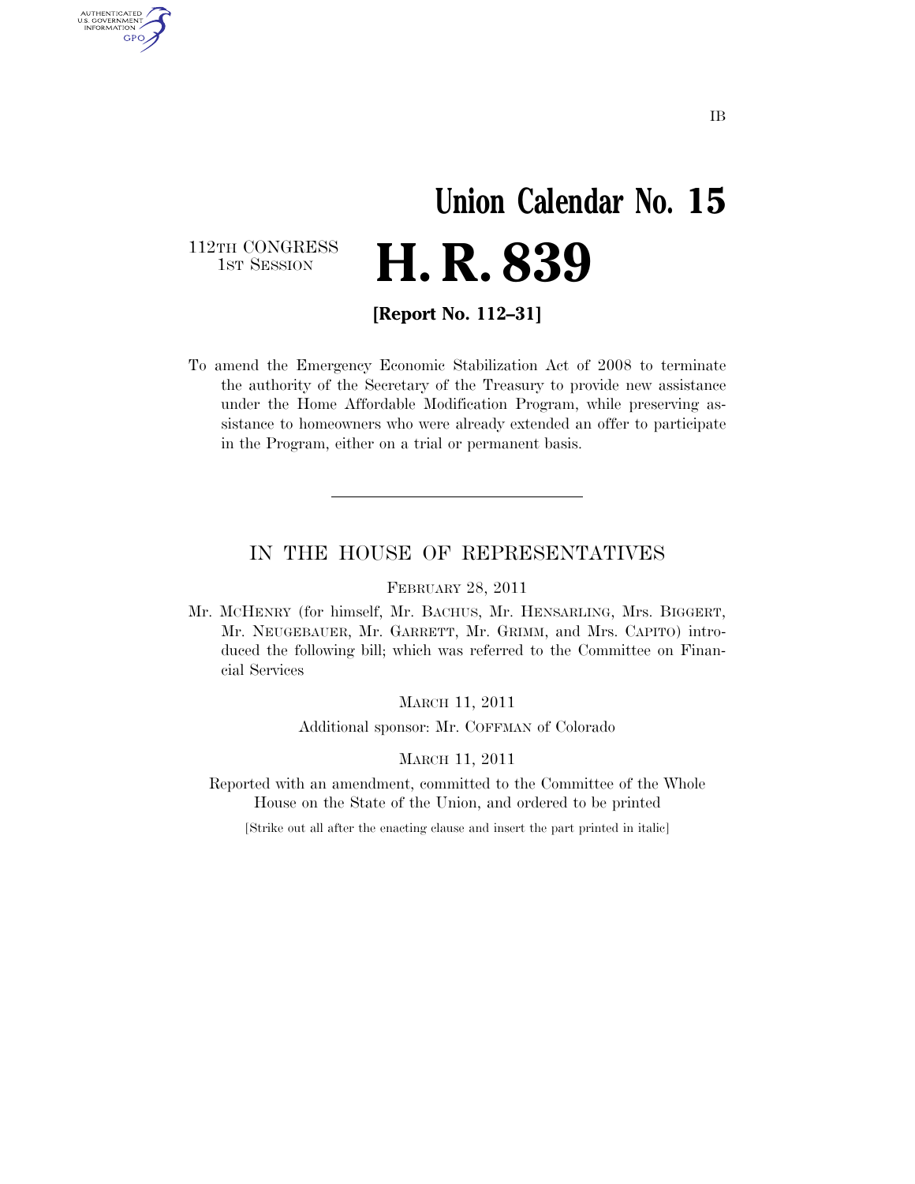IB

# Union Calendar No. 15

112TH CONGRESS
1ST SESSION

# H. R. 839

**[Report No. 112–31]**

To amend the Emergency Economic Stabilization Act of 2008 to terminate the authority of the Secretary of the Treasury to provide new assistance under the Home Affordable Modification Program, while preserving assistance to homeowners who were already extended an offer to participate in the Program, either on a trial or permanent basis.

---

## IN THE HOUSE OF REPRESENTATIVES

FEBRUARY 28, 2011

Mr. MCHENRY (for himself, Mr. BACHUS, Mr. HENSARLING, Mrs. BIGGERT, Mr. NEUGEBAUER, Mr. GARRETT, Mr. GRIMM, and Mrs. CAPITO) introduced the following bill; which was referred to the Committee on Financial Services

MARCH 11, 2011

Additional sponsor: Mr. COFFMAN of Colorado

MARCH 11, 2011

Reported with an amendment, committed to the Committee of the Whole House on the State of the Union, and ordered to be printed

[Strike out all after the enacting clause and insert the part printed in italic]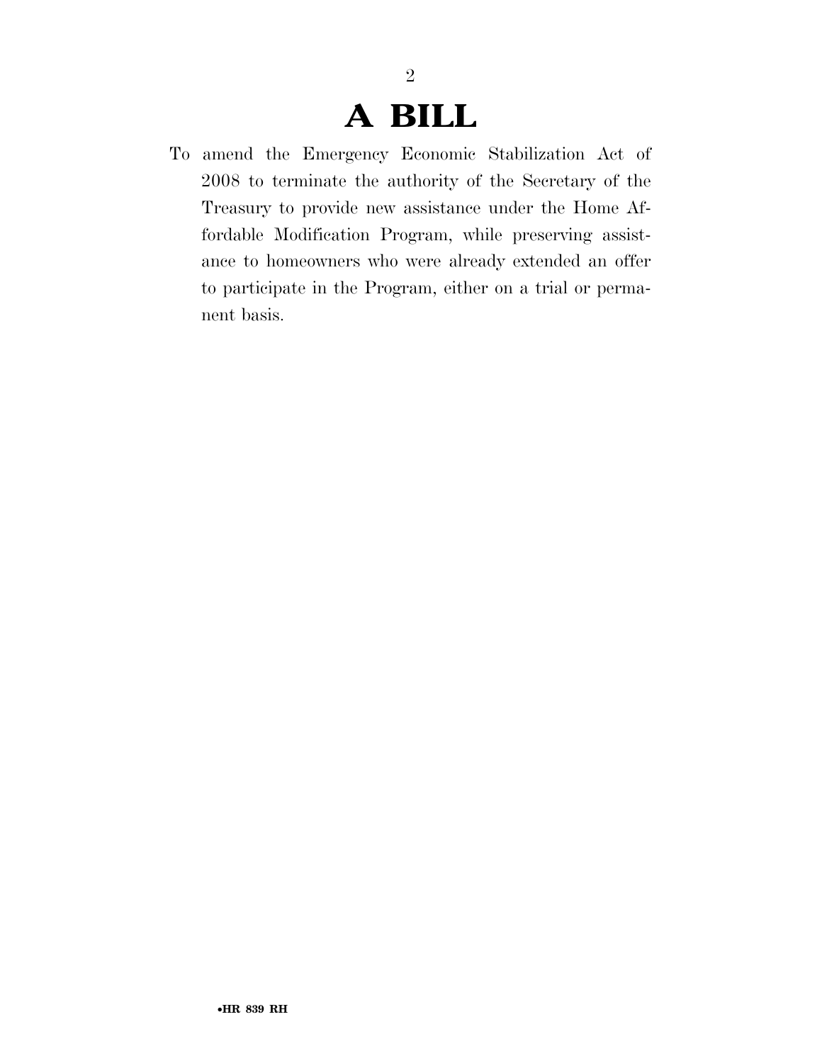# A BILL

To amend the Emergency Economic Stabilization Act of 2008 to terminate the authority of the Secretary of the Treasury to provide new assistance under the Home Affordable Modification Program, while preserving assistance to homeowners who were already extended an offer to participate in the Program, either on a trial or permanent basis.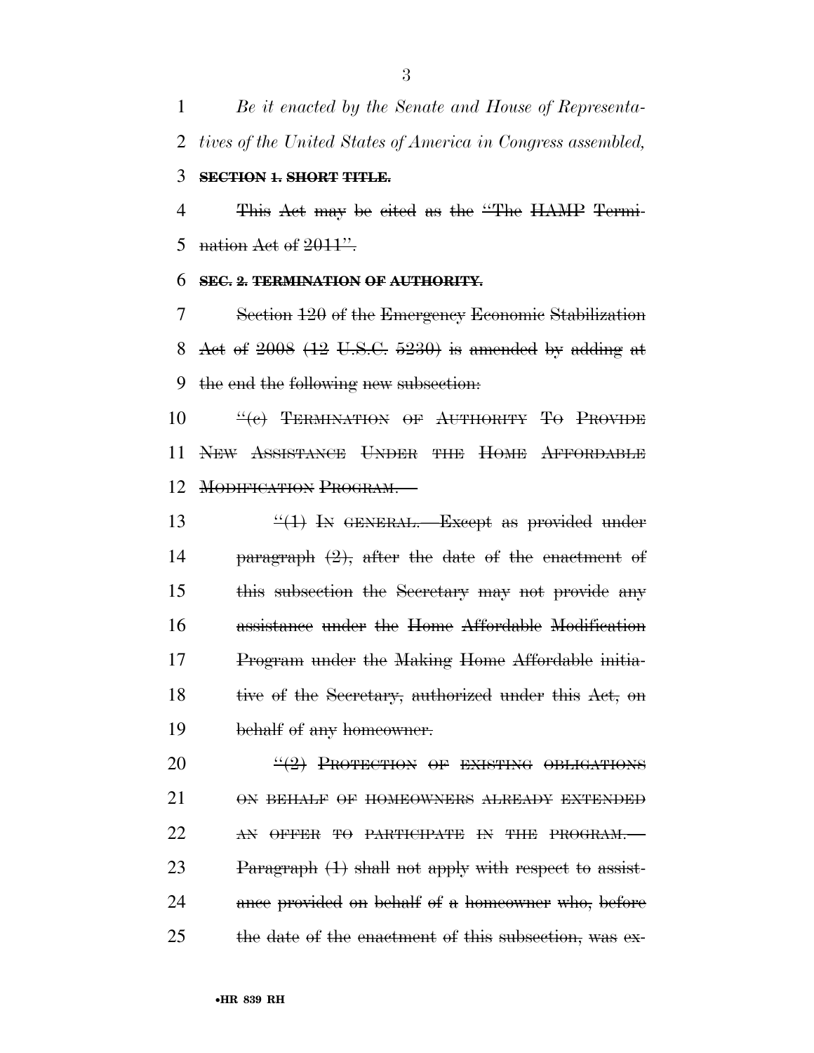*Be it enacted by the Senate and House of Representatives of the United States of America in Congress assembled,*

~~**SECTION 1. SHORT TITLE.**~~

~~This Act may be cited as the "The HAMP Termination Act of 2011".~~

~~**SEC. 2. TERMINATION OF AUTHORITY.**~~

~~Section 120 of the Emergency Economic Stabilization Act of 2008 (12 U.S.C. 5230) is amended by adding at the end the following new subsection:~~

~~"(c) TERMINATION OF AUTHORITY TO PROVIDE NEW ASSISTANCE UNDER THE HOME AFFORDABLE MODIFICATION PROGRAM.—~~

~~"(1) IN GENERAL.—Except as provided under paragraph (2), after the date of the enactment of this subsection the Secretary may not provide any assistance under the Home Affordable Modification Program under the Making Home Affordable initiative of the Secretary, authorized under this Act, on behalf of any homeowner.~~

~~"(2) PROTECTION OF EXISTING OBLIGATIONS ON BEHALF OF HOMEOWNERS ALREADY EXTENDED AN OFFER TO PARTICIPATE IN THE PROGRAM.—Paragraph (1) shall not apply with respect to assistance provided on behalf of a homeowner who, before the date of the enactment of this subsection, was ex-~~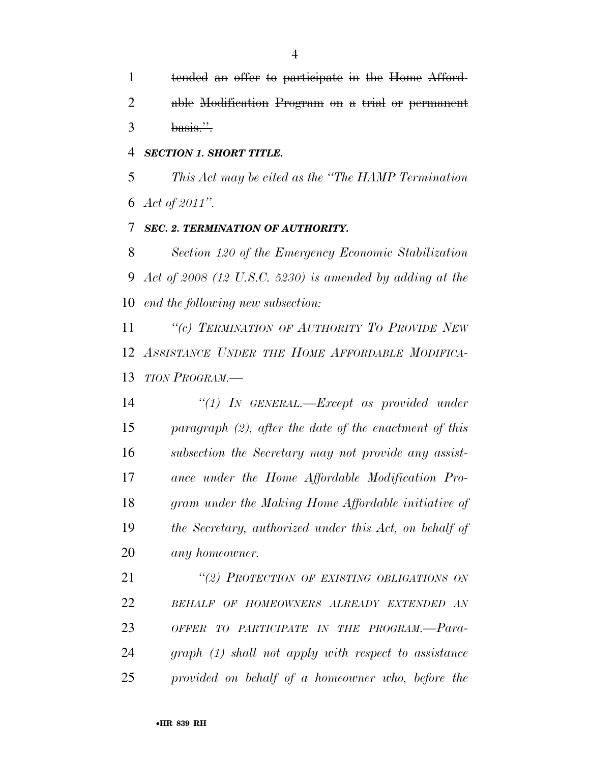~~tended an offer to participate in the Home Affordable Modification Program on a trial or permanent basis.".~~

***SECTION 1. SHORT TITLE.***

*This Act may be cited as the "The HAMP Termination Act of 2011".*

***SEC. 2. TERMINATION OF AUTHORITY.***

*Section 120 of the Emergency Economic Stabilization Act of 2008 (12 U.S.C. 5230) is amended by adding at the end the following new subsection:*

*"(c) TERMINATION OF AUTHORITY TO PROVIDE NEW ASSISTANCE UNDER THE HOME AFFORDABLE MODIFICATION PROGRAM.—*

*"(1) IN GENERAL.—Except as provided under paragraph (2), after the date of the enactment of this subsection the Secretary may not provide any assistance under the Home Affordable Modification Program under the Making Home Affordable initiative of the Secretary, authorized under this Act, on behalf of any homeowner.*

*"(2) PROTECTION OF EXISTING OBLIGATIONS ON BEHALF OF HOMEOWNERS ALREADY EXTENDED AN OFFER TO PARTICIPATE IN THE PROGRAM.—Paragraph (1) shall not apply with respect to assistance provided on behalf of a homeowner who, before the*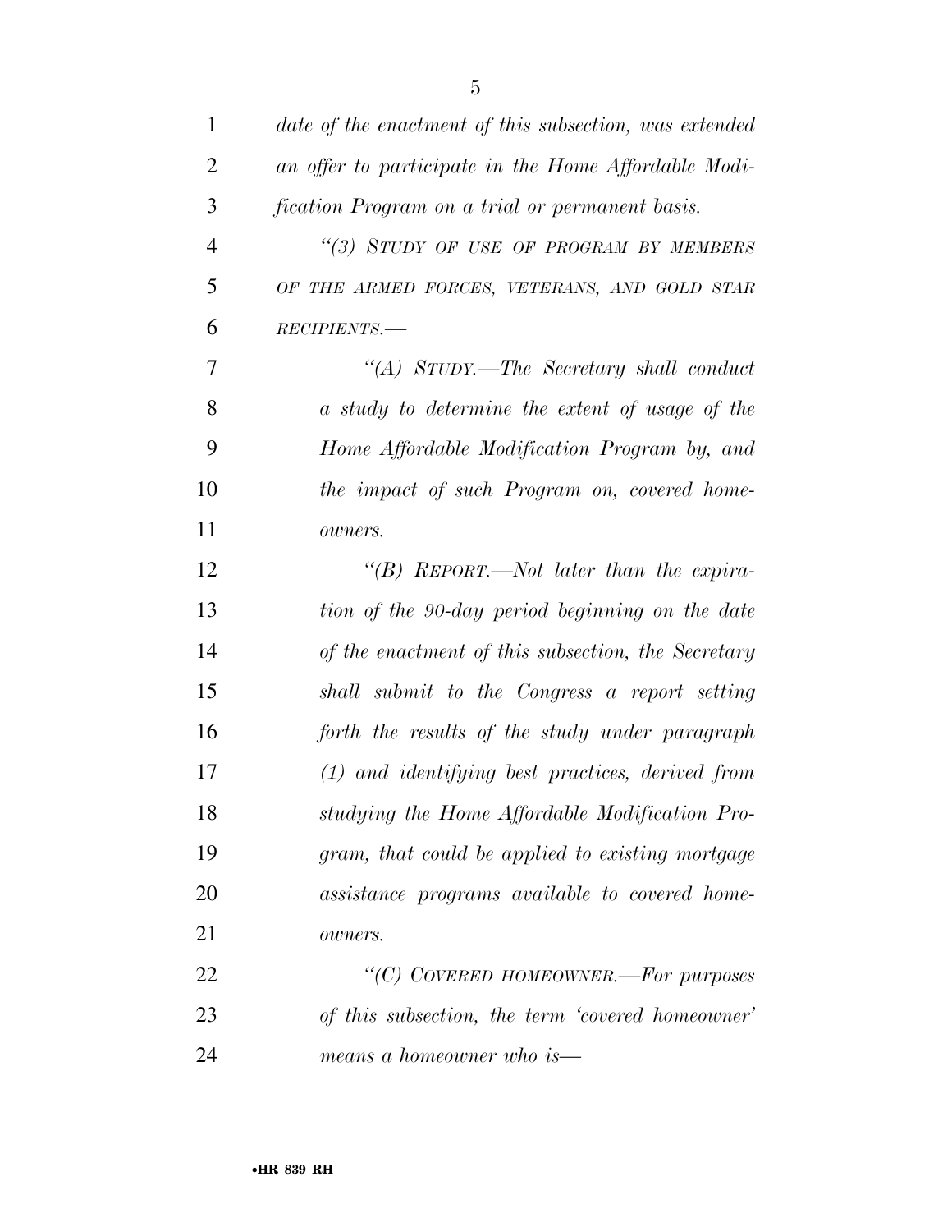*date of the enactment of this subsection, was extended an offer to participate in the Home Affordable Modification Program on a trial or permanent basis.*

*"(3) STUDY OF USE OF PROGRAM BY MEMBERS OF THE ARMED FORCES, VETERANS, AND GOLD STAR RECIPIENTS.—*

*"(A) STUDY.—The Secretary shall conduct a study to determine the extent of usage of the Home Affordable Modification Program by, and the impact of such Program on, covered homeowners.*

*"(B) REPORT.—Not later than the expiration of the 90-day period beginning on the date of the enactment of this subsection, the Secretary shall submit to the Congress a report setting forth the results of the study under paragraph (1) and identifying best practices, derived from studying the Home Affordable Modification Program, that could be applied to existing mortgage assistance programs available to covered homeowners.*

*"(C) COVERED HOMEOWNER.—For purposes of this subsection, the term 'covered homeowner' means a homeowner who is—*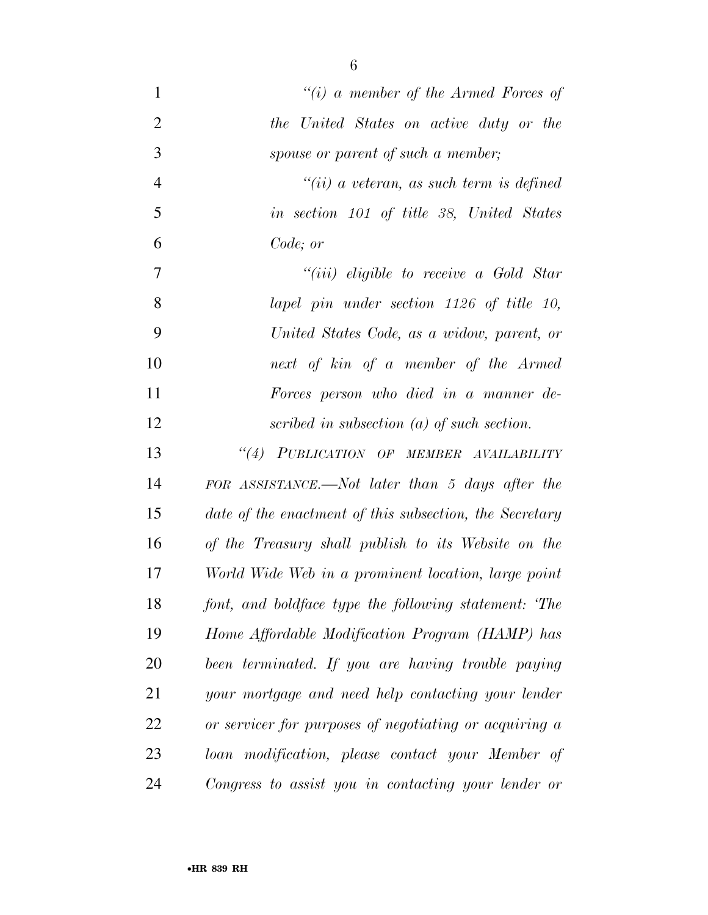*"(i) a member of the Armed Forces of the United States on active duty or the spouse or parent of such a member;*

*"(ii) a veteran, as such term is defined in section 101 of title 38, United States Code; or*

*"(iii) eligible to receive a Gold Star lapel pin under section 1126 of title 10, United States Code, as a widow, parent, or next of kin of a member of the Armed Forces person who died in a manner described in subsection (a) of such section.*

*"(4) PUBLICATION OF MEMBER AVAILABILITY FOR ASSISTANCE.—Not later than 5 days after the date of the enactment of this subsection, the Secretary of the Treasury shall publish to its Website on the World Wide Web in a prominent location, large point font, and boldface type the following statement: 'The Home Affordable Modification Program (HAMP) has been terminated. If you are having trouble paying your mortgage and need help contacting your lender or servicer for purposes of negotiating or acquiring a loan modification, please contact your Member of Congress to assist you in contacting your lender or*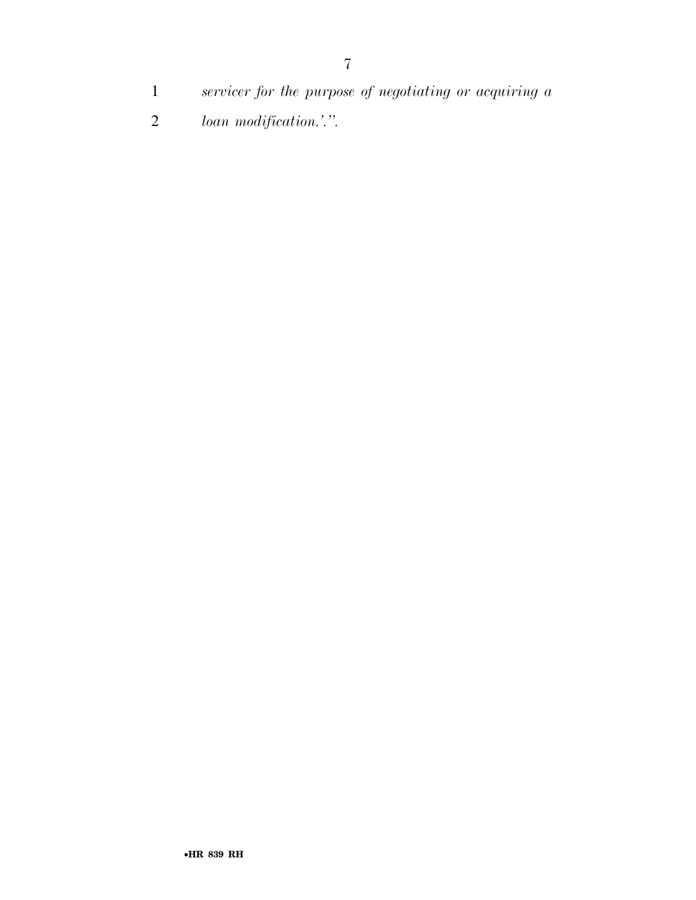*servicer for the purpose of negotiating or acquiring a loan modification.'.".*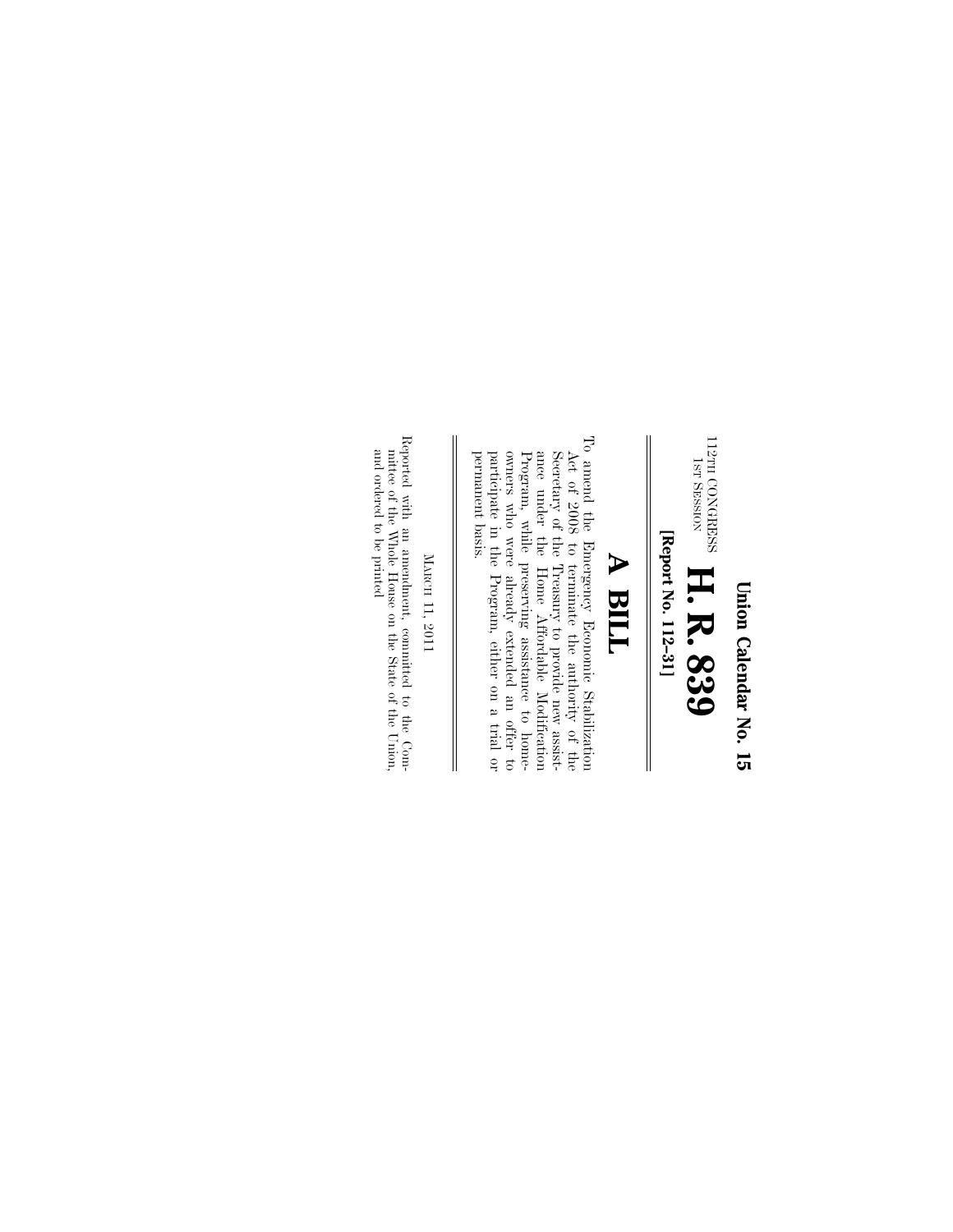**Union Calendar No. 15**

112TH CONGRESS
1ST SESSION

# H. R. 839

**[Report No. 112–31]**

# A BILL

To amend the Emergency Economic Stabilization Act of 2008 to terminate the authority of the Secretary of the Treasury to provide new assistance under the Home Affordable Modification Program, while preserving assistance to homeowners who were already extended an offer to participate in the Program, either on a trial or permanent basis.

MARCH 11, 2011

Reported with an amendment, committed to the Committee of the Whole House on the State of the Union, and ordered to be printed